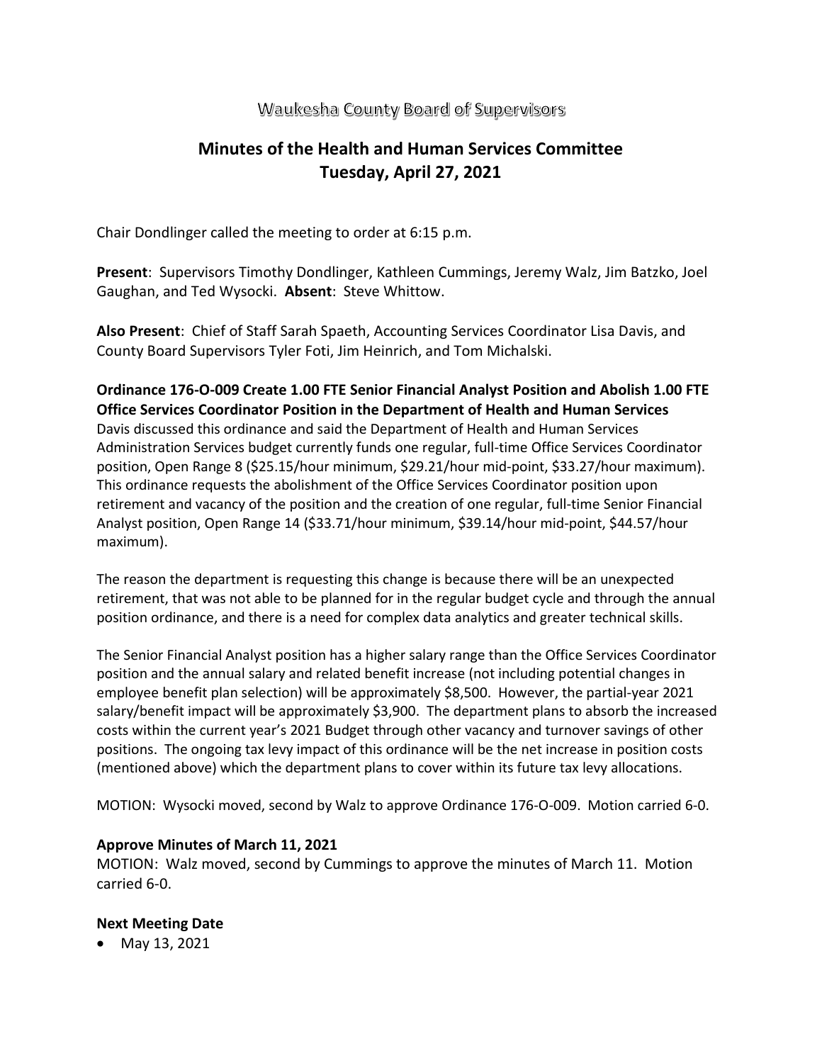Waukesha County Board of Supervisors

# Minutes of the Health and Human Services Committee
# Tuesday, April 27, 2021

Chair Dondlinger called the meeting to order at 6:15 p.m.

**Present**: Supervisors Timothy Dondlinger, Kathleen Cummings, Jeremy Walz, Jim Batzko, Joel Gaughan, and Ted Wysocki. **Absent**: Steve Whittow.

**Also Present**: Chief of Staff Sarah Spaeth, Accounting Services Coordinator Lisa Davis, and County Board Supervisors Tyler Foti, Jim Heinrich, and Tom Michalski.

**Ordinance 176-O-009 Create 1.00 FTE Senior Financial Analyst Position and Abolish 1.00 FTE Office Services Coordinator Position in the Department of Health and Human Services**

Davis discussed this ordinance and said the Department of Health and Human Services Administration Services budget currently funds one regular, full-time Office Services Coordinator position, Open Range 8 ($25.15/hour minimum, $29.21/hour mid-point, $33.27/hour maximum). This ordinance requests the abolishment of the Office Services Coordinator position upon retirement and vacancy of the position and the creation of one regular, full-time Senior Financial Analyst position, Open Range 14 ($33.71/hour minimum, $39.14/hour mid-point, $44.57/hour maximum).

The reason the department is requesting this change is because there will be an unexpected retirement, that was not able to be planned for in the regular budget cycle and through the annual position ordinance, and there is a need for complex data analytics and greater technical skills.

The Senior Financial Analyst position has a higher salary range than the Office Services Coordinator position and the annual salary and related benefit increase (not including potential changes in employee benefit plan selection) will be approximately $8,500. However, the partial-year 2021 salary/benefit impact will be approximately $3,900. The department plans to absorb the increased costs within the current year's 2021 Budget through other vacancy and turnover savings of other positions. The ongoing tax levy impact of this ordinance will be the net increase in position costs (mentioned above) which the department plans to cover within its future tax levy allocations.

MOTION: Wysocki moved, second by Walz to approve Ordinance 176-O-009. Motion carried 6-0.

**Approve Minutes of March 11, 2021**

MOTION: Walz moved, second by Cummings to approve the minutes of March 11. Motion carried 6-0.

**Next Meeting Date**

- May 13, 2021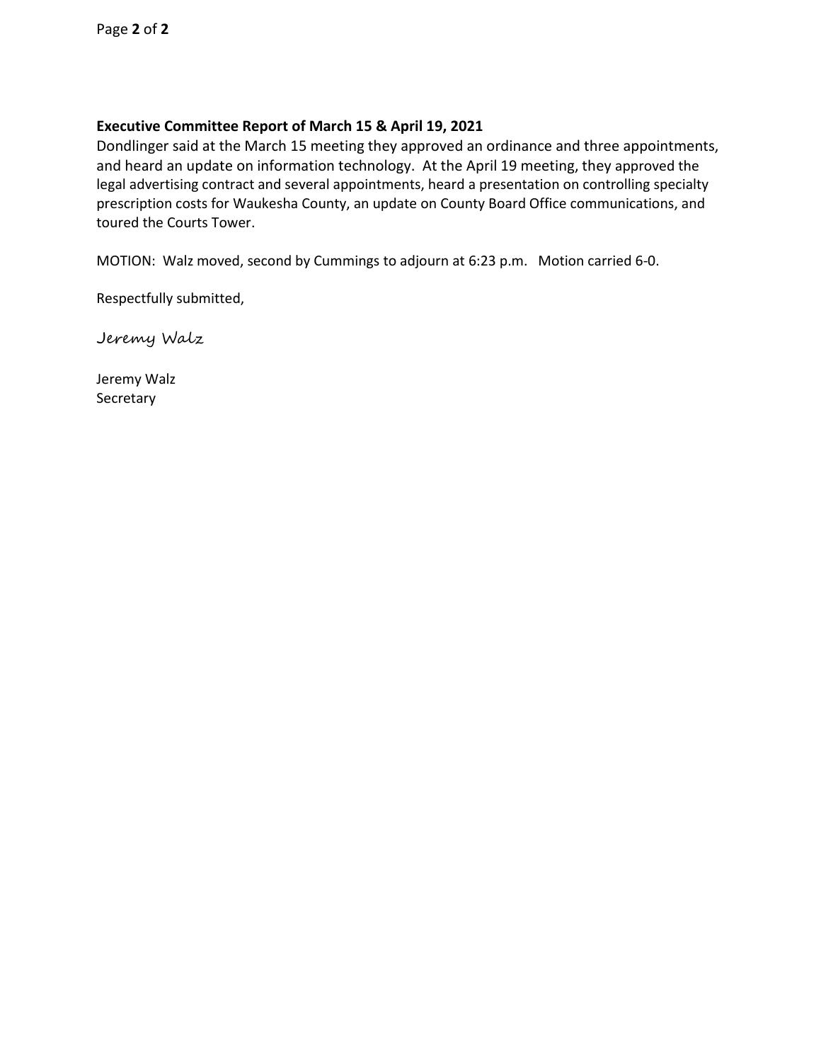**Executive Committee Report of March 15 & April 19, 2021**

Dondlinger said at the March 15 meeting they approved an ordinance and three appointments, and heard an update on information technology. At the April 19 meeting, they approved the legal advertising contract and several appointments, heard a presentation on controlling specialty prescription costs for Waukesha County, an update on County Board Office communications, and toured the Courts Tower.

MOTION: Walz moved, second by Cummings to adjourn at 6:23 p.m. Motion carried 6-0.

Respectfully submitted,

*Jeremy Walz*

Jeremy Walz
Secretary